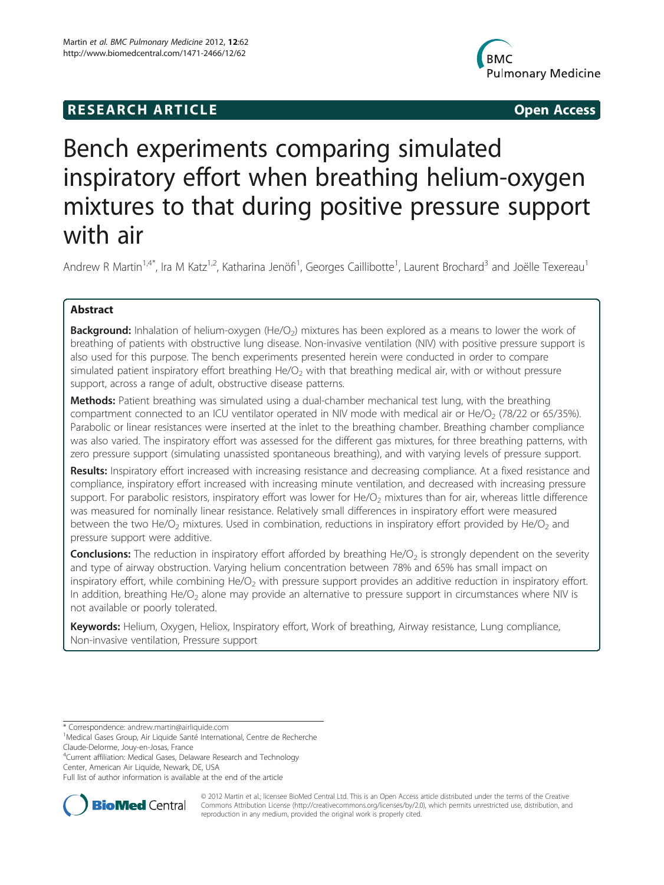RESEARCH ARTICLE Open Access

# Bench experiments comparing simulated inspiratory effort when breathing helium-oxygen mixtures to that during positive pressure support with air

Andrew R Martin[1,4*], Ira M Katz[1,2], Katharina Jenöfi[1], Georges Caillibotte[1], Laurent Brochard[3] and Joëlle Texereau[1]

## Abstract

**Background:** Inhalation of helium-oxygen ($He/O_2$) mixtures has been explored as a means to lower the work of breathing of patients with obstructive lung disease. Non-invasive ventilation (NIV) with positive pressure support is also used for this purpose. The bench experiments presented herein were conducted in order to compare simulated patient inspiratory effort breathing $He/O_2$ with that breathing medical air, with or without pressure support, across a range of adult, obstructive disease patterns.

**Methods:** Patient breathing was simulated using a dual-chamber mechanical test lung, with the breathing compartment connected to an ICU ventilator operated in NIV mode with medical air or $He/O_2$ (78/22 or 65/35%). Parabolic or linear resistances were inserted at the inlet to the breathing chamber. Breathing chamber compliance was also varied. The inspiratory effort was assessed for the different gas mixtures, for three breathing patterns, with zero pressure support (simulating unassisted spontaneous breathing), and with varying levels of pressure support.

**Results:** Inspiratory effort increased with increasing resistance and decreasing compliance. At a fixed resistance and compliance, inspiratory effort increased with increasing minute ventilation, and decreased with increasing pressure support. For parabolic resistors, inspiratory effort was lower for $He/O_2$ mixtures than for air, whereas little difference was measured for nominally linear resistance. Relatively small differences in inspiratory effort were measured between the two $He/O_2$ mixtures. Used in combination, reductions in inspiratory effort provided by $He/O_2$ and pressure support were additive.

**Conclusions:** The reduction in inspiratory effort afforded by breathing $He/O_2$ is strongly dependent on the severity and type of airway obstruction. Varying helium concentration between 78% and 65% has small impact on inspiratory effort, while combining $He/O_2$ with pressure support provides an additive reduction in inspiratory effort. In addition, breathing $He/O_2$ alone may provide an alternative to pressure support in circumstances where NIV is not available or poorly tolerated.

**Keywords:** Helium, Oxygen, Heliox, Inspiratory effort, Work of breathing, Airway resistance, Lung compliance, Non-invasive ventilation, Pressure support

---

* Correspondence: andrew.martin@airliquide.com
[1]Medical Gases Group, Air Liquide Santé International, Centre de Recherche Claude-Delorme, Jouy-en-Josas, France
[4]Current affiliation: Medical Gases, Delaware Research and Technology Center, American Air Liquide, Newark, DE, USA
Full list of author information is available at the end of the article

© 2012 Martin et al.; licensee BioMed Central Ltd. This is an Open Access article distributed under the terms of the Creative Commons Attribution License (http://creativecommons.org/licenses/by/2.0), which permits unrestricted use, distribution, and reproduction in any medium, provided the original work is properly cited.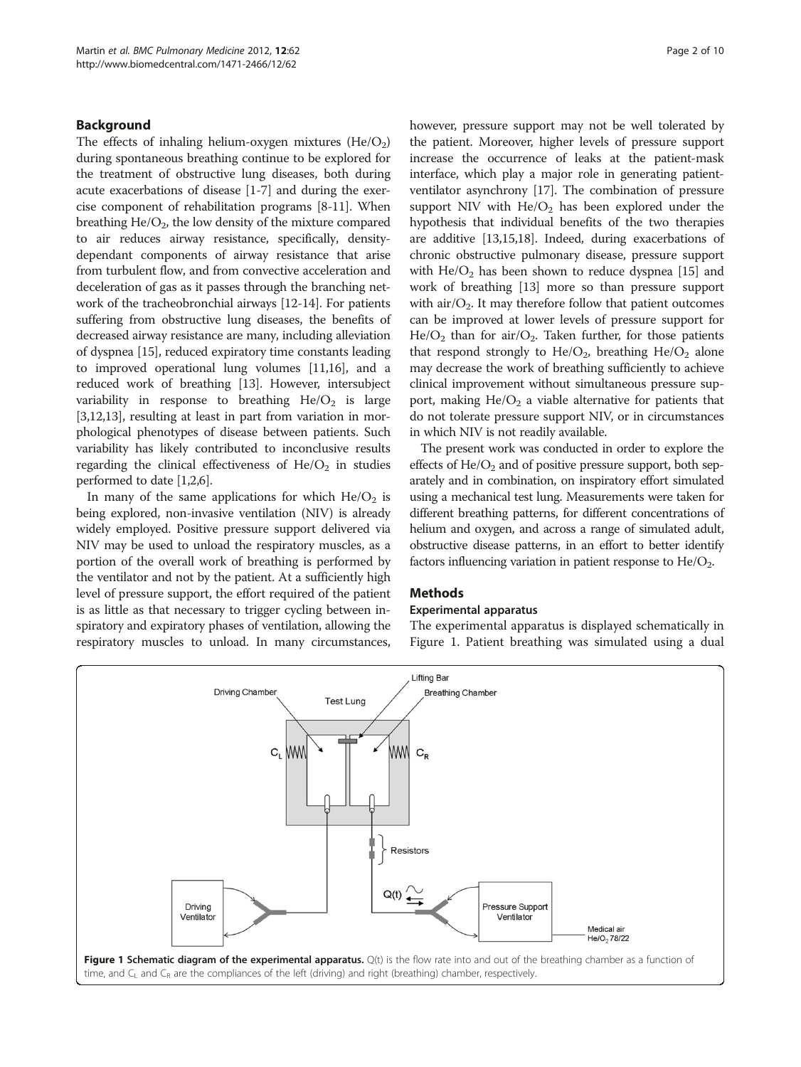## Background

The effects of inhaling helium-oxygen mixtures ($He/O_2$) during spontaneous breathing continue to be explored for the treatment of obstructive lung diseases, both during acute exacerbations of disease [1-7] and during the exercise component of rehabilitation programs [8-11]. When breathing $He/O_2$, the low density of the mixture compared to air reduces airway resistance, specifically, density-dependant components of airway resistance that arise from turbulent flow, and from convective acceleration and deceleration of gas as it passes through the branching network of the tracheobronchial airways [12-14]. For patients suffering from obstructive lung diseases, the benefits of decreased airway resistance are many, including alleviation of dyspnea [15], reduced expiratory time constants leading to improved operational lung volumes [11,16], and a reduced work of breathing [13]. However, intersubject variability in response to breathing $He/O_2$ is large [3,12,13], resulting at least in part from variation in morphological phenotypes of disease between patients. Such variability has likely contributed to inconclusive results regarding the clinical effectiveness of $He/O_2$ in studies performed to date [1,2,6].

In many of the same applications for which $He/O_2$ is being explored, non-invasive ventilation (NIV) is already widely employed. Positive pressure support delivered via NIV may be used to unload the respiratory muscles, as a portion of the overall work of breathing is performed by the ventilator and not by the patient. At a sufficiently high level of pressure support, the effort required of the patient is as little as that necessary to trigger cycling between inspiratory and expiratory phases of ventilation, allowing the respiratory muscles to unload. In many circumstances, however, pressure support may not be well tolerated by the patient. Moreover, higher levels of pressure support increase the occurrence of leaks at the patient-mask interface, which play a major role in generating patient-ventilator asynchrony [17]. The combination of pressure support NIV with $He/O_2$ has been explored under the hypothesis that individual benefits of the two therapies are additive [13,15,18]. Indeed, during exacerbations of chronic obstructive pulmonary disease, pressure support with $He/O_2$ has been shown to reduce dyspnea [15] and work of breathing [13] more so than pressure support with air/$O_2$. It may therefore follow that patient outcomes can be improved at lower levels of pressure support for $He/O_2$ than for air/$O_2$. Taken further, for those patients that respond strongly to $He/O_2$, breathing $He/O_2$ alone may decrease the work of breathing sufficiently to achieve clinical improvement without simultaneous pressure support, making $He/O_2$ a viable alternative for patients that do not tolerate pressure support NIV, or in circumstances in which NIV is not readily available.

The present work was conducted in order to explore the effects of $He/O_2$ and of positive pressure support, both separately and in combination, on inspiratory effort simulated using a mechanical test lung. Measurements were taken for different breathing patterns, for different concentrations of helium and oxygen, and across a range of simulated adult, obstructive disease patterns, in an effort to better identify factors influencing variation in patient response to $He/O_2$.

## Methods

### Experimental apparatus

The experimental apparatus is displayed schematically in Figure 1. Patient breathing was simulated using a dual

**Figure 1 Schematic diagram of the experimental apparatus.** $Q(t)$ is the flow rate into and out of the breathing chamber as a function of time, and $C_L$ and $C_R$ are the compliances of the left (driving) and right (breathing) chamber, respectively.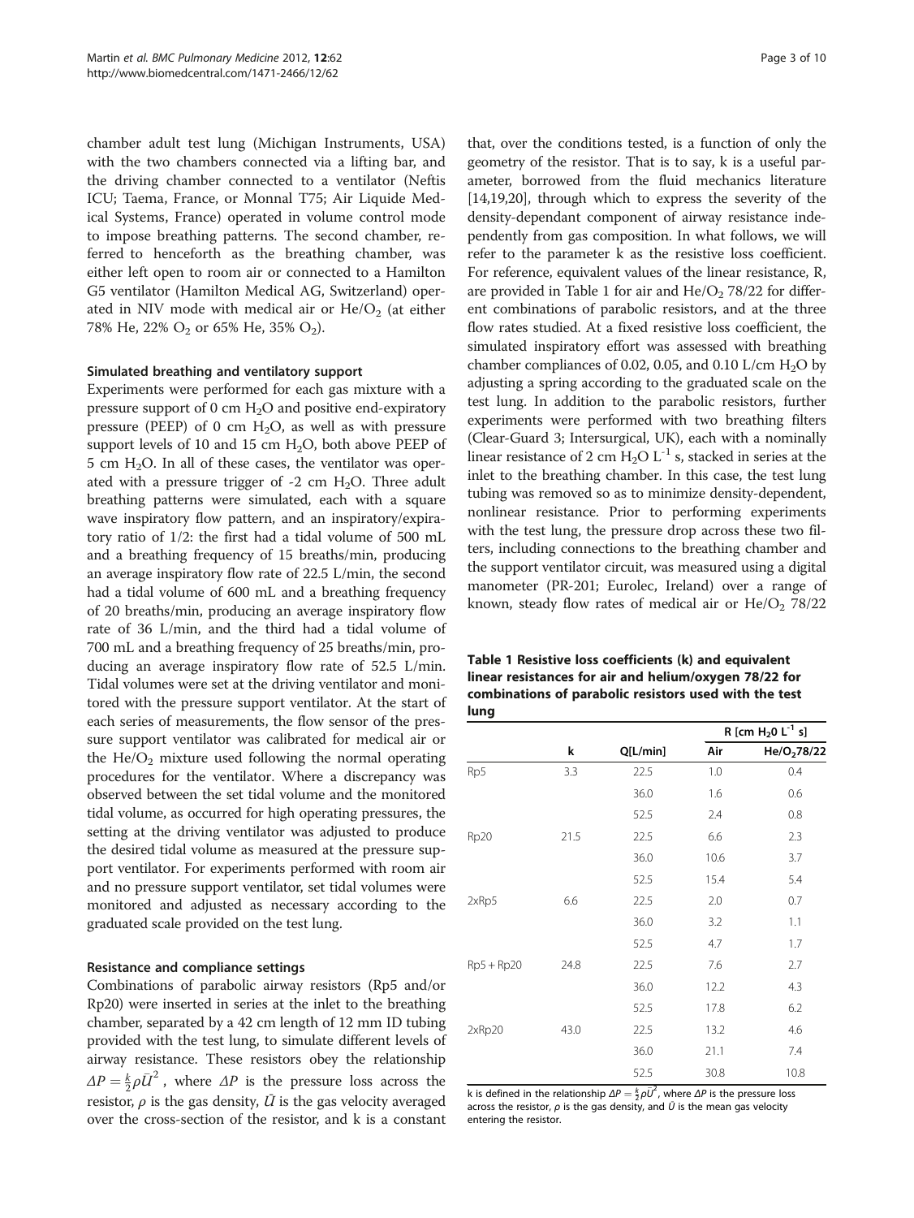chamber adult test lung (Michigan Instruments, USA) with the two chambers connected via a lifting bar, and the driving chamber connected to a ventilator (Neftis ICU; Taema, France, or Monnal T75; Air Liquide Medical Systems, France) operated in volume control mode to impose breathing patterns. The second chamber, referred to henceforth as the breathing chamber, was either left open to room air or connected to a Hamilton G5 ventilator (Hamilton Medical AG, Switzerland) operated in NIV mode with medical air or $He/O_2$ (at either 78% He, 22% $O_2$ or 65% He, 35% $O_2$).

### Simulated breathing and ventilatory support

Experiments were performed for each gas mixture with a pressure support of 0 cm $H_2O$ and positive end-expiratory pressure (PEEP) of 0 cm $H_2O$, as well as with pressure support levels of 10 and 15 cm $H_2O$, both above PEEP of 5 cm $H_2O$. In all of these cases, the ventilator was operated with a pressure trigger of -2 cm $H_2O$. Three adult breathing patterns were simulated, each with a square wave inspiratory flow pattern, and an inspiratory/expiratory ratio of 1/2: the first had a tidal volume of 500 mL and a breathing frequency of 15 breaths/min, producing an average inspiratory flow rate of 22.5 L/min, the second had a tidal volume of 600 mL and a breathing frequency of 20 breaths/min, producing an average inspiratory flow rate of 36 L/min, and the third had a tidal volume of 700 mL and a breathing frequency of 25 breaths/min, producing an average inspiratory flow rate of 52.5 L/min. Tidal volumes were set at the driving ventilator and monitored with the pressure support ventilator. At the start of each series of measurements, the flow sensor of the pressure support ventilator was calibrated for medical air or the $He/O_2$ mixture used following the normal operating procedures for the ventilator. Where a discrepancy was observed between the set tidal volume and the monitored tidal volume, as occurred for high operating pressures, the setting at the driving ventilator was adjusted to produce the desired tidal volume as measured at the pressure support ventilator. For experiments performed with room air and no pressure support ventilator, set tidal volumes were monitored and adjusted as necessary according to the graduated scale provided on the test lung.

### Resistance and compliance settings

Combinations of parabolic airway resistors (Rp5 and/or Rp20) were inserted in series at the inlet to the breathing chamber, separated by a 42 cm length of 12 mm ID tubing provided with the test lung, to simulate different levels of airway resistance. These resistors obey the relationship $\Delta P = \frac{k}{2}\rho\bar{U}^2$, where $\Delta P$ is the pressure loss across the resistor, $\rho$ is the gas density, $\bar{U}$ is the gas velocity averaged over the cross-section of the resistor, and k is a constant that, over the conditions tested, is a function of only the geometry of the resistor. That is to say, k is a useful parameter, borrowed from the fluid mechanics literature [14,19,20], through which to express the severity of the density-dependant component of airway resistance independently from gas composition. In what follows, we will refer to the parameter k as the resistive loss coefficient. For reference, equivalent values of the linear resistance, R, are provided in Table 1 for air and $He/O_2$ 78/22 for different combinations of parabolic resistors, and at the three flow rates studied. At a fixed resistive loss coefficient, the simulated inspiratory effort was assessed with breathing chamber compliances of 0.02, 0.05, and 0.10 L/cm $H_2O$ by adjusting a spring according to the graduated scale on the test lung. In addition to the parabolic resistors, further experiments were performed with two breathing filters (Clear-Guard 3; Intersurgical, UK), each with a nominally linear resistance of 2 cm $H_2O$ $L^{-1}$ s, stacked in series at the inlet to the breathing chamber. In this case, the test lung tubing was removed so as to minimize density-dependent, nonlinear resistance. Prior to performing experiments with the test lung, the pressure drop across these two filters, including connections to the breathing chamber and the support ventilator circuit, was measured using a digital manometer (PR-201; Eurolec, Ireland) over a range of known, steady flow rates of medical air or $He/O_2$ 78/22

**Table 1 Resistive loss coefficients (k) and equivalent linear resistances for air and helium/oxygen 78/22 for combinations of parabolic resistors used with the test lung**

| | k | Q[L/min] | R [cm $H_2O$ $L^{-1}$ s] | |
|---|---|---|---|---|
| | | | Air | $He/O_2$78/22 |
| Rp5 | 3.3 | 22.5 | 1.0 | 0.4 |
| | | 36.0 | 1.6 | 0.6 |
| | | 52.5 | 2.4 | 0.8 |
| Rp20 | 21.5 | 22.5 | 6.6 | 2.3 |
| | | 36.0 | 10.6 | 3.7 |
| | | 52.5 | 15.4 | 5.4 |
| 2xRp5 | 6.6 | 22.5 | 2.0 | 0.7 |
| | | 36.0 | 3.2 | 1.1 |
| | | 52.5 | 4.7 | 1.7 |
| Rp5 + Rp20 | 24.8 | 22.5 | 7.6 | 2.7 |
| | | 36.0 | 12.2 | 4.3 |
| | | 52.5 | 17.8 | 6.2 |
| 2xRp20 | 43.0 | 22.5 | 13.2 | 4.6 |
| | | 36.0 | 21.1 | 7.4 |
| | | 52.5 | 30.8 | 10.8 |

k is defined in the relationship $\Delta P = \frac{k}{2}\rho\bar{U}^2$, where $\Delta P$ is the pressure loss across the resistor, $\rho$ is the gas density, and $\bar{U}$ is the mean gas velocity entering the resistor.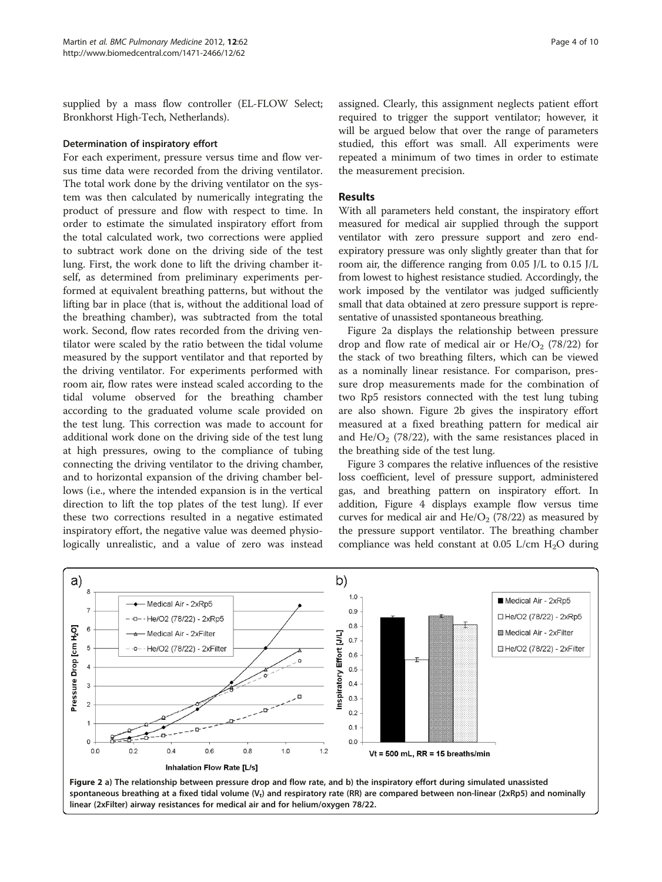supplied by a mass flow controller (EL-FLOW Select; Bronkhorst High-Tech, Netherlands).

### Determination of inspiratory effort

For each experiment, pressure versus time and flow versus time data were recorded from the driving ventilator. The total work done by the driving ventilator on the system was then calculated by numerically integrating the product of pressure and flow with respect to time. In order to estimate the simulated inspiratory effort from the total calculated work, two corrections were applied to subtract work done on the driving side of the test lung. First, the work done to lift the driving chamber itself, as determined from preliminary experiments performed at equivalent breathing patterns, but without the lifting bar in place (that is, without the additional load of the breathing chamber), was subtracted from the total work. Second, flow rates recorded from the driving ventilator were scaled by the ratio between the tidal volume measured by the support ventilator and that reported by the driving ventilator. For experiments performed with room air, flow rates were instead scaled according to the tidal volume observed for the breathing chamber according to the graduated volume scale provided on the test lung. This correction was made to account for additional work done on the driving side of the test lung at high pressures, owing to the compliance of tubing connecting the driving ventilator to the driving chamber, and to horizontal expansion of the driving chamber bellows (i.e., where the intended expansion is in the vertical direction to lift the top plates of the test lung). If ever these two corrections resulted in a negative estimated inspiratory effort, the negative value was deemed physiologically unrealistic, and a value of zero was instead assigned. Clearly, this assignment neglects patient effort required to trigger the support ventilator; however, it will be argued below that over the range of parameters studied, this effort was small. All experiments were repeated a minimum of two times in order to estimate the measurement precision.

## Results

With all parameters held constant, the inspiratory effort measured for medical air supplied through the support ventilator with zero pressure support and zero end-expiratory pressure was only slightly greater than that for room air, the difference ranging from 0.05 J/L to 0.15 J/L from lowest to highest resistance studied. Accordingly, the work imposed by the ventilator was judged sufficiently small that data obtained at zero pressure support is representative of unassisted spontaneous breathing.

Figure 2a displays the relationship between pressure drop and flow rate of medical air or $He/O_2$ (78/22) for the stack of two breathing filters, which can be viewed as a nominally linear resistance. For comparison, pressure drop measurements made for the combination of two Rp5 resistors connected with the test lung tubing are also shown. Figure 2b gives the inspiratory effort measured at a fixed breathing pattern for medical air and $He/O_2$ (78/22), with the same resistances placed in the breathing side of the test lung.

Figure 3 compares the relative influences of the resistive loss coefficient, level of pressure support, administered gas, and breathing pattern on inspiratory effort. In addition, Figure 4 displays example flow versus time curves for medical air and $He/O_2$ (78/22) as measured by the pressure support ventilator. The breathing chamber compliance was held constant at 0.05 L/cm $H_2O$ during

a)
Pressure Drop [cm $H_2O$]
0 1 2 3 4 5 6 7 8
Inhalation Flow Rate [L/s]
0.0 0.2 0.4 0.6 0.8 1.0 1.2
Medical Air - 2xRp5
He/O2 (78/22) - 2xRp5
Medical Air - 2xFilter
He/O2 (78/22) - 2xFilter

b)
Inspiratory Effort [J/L]
0.0 0.1 0.2 0.3 0.4 0.5 0.6 0.7 0.8 0.9 1.0
Vt = 500 mL, RR = 15 breaths/min
Medical Air - 2xRp5
He/O2 (78/22) - 2xRp5
Medical Air - 2xFilter
He/O2 (78/22) - 2xFilter

**Figure 2** a) The relationship between pressure drop and flow rate, and b) the inspiratory effort during simulated unassisted spontaneous breathing at a fixed tidal volume ($V_t$) and respiratory rate (RR) are compared between non-linear (2xRp5) and nominally linear (2xFilter) airway resistances for medical air and for helium/oxygen 78/22.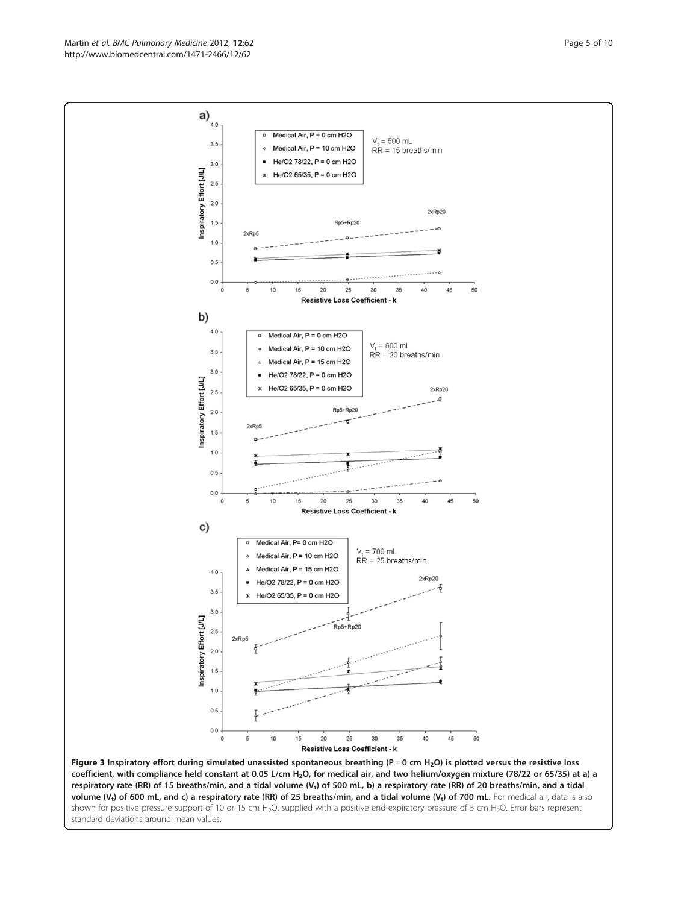**Figure 3 Inspiratory effort during simulated unassisted spontaneous breathing ($P = 0$ cm $H_2O$) is plotted versus the resistive loss coefficient, with compliance held constant at 0.05 L/cm $H_2O$, for medical air, and two helium/oxygen mixture (78/22 or 65/35) at a) a respiratory rate (RR) of 15 breaths/min, and a tidal volume ($V_t$) of 500 mL, b) a respiratory rate (RR) of 20 breaths/min, and a tidal volume ($V_t$) of 600 mL, and c) a respiratory rate (RR) of 25 breaths/min, and a tidal volume ($V_t$) of 700 mL.** For medical air, data is also shown for positive pressure support of 10 or 15 cm $H_2O$, supplied with a positive end-expiratory pressure of 5 cm $H_2O$. Error bars represent standard deviations around mean values.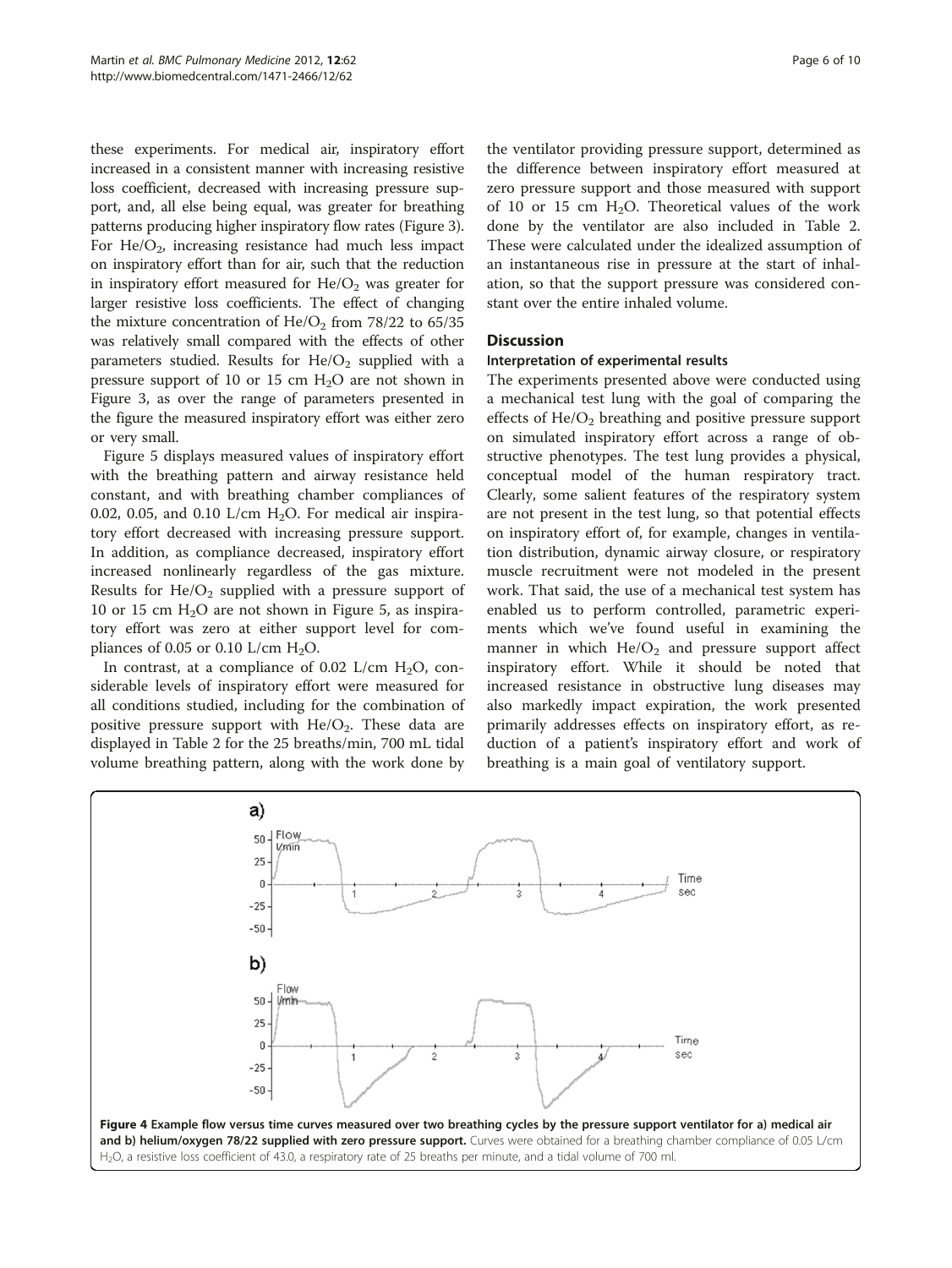these experiments. For medical air, inspiratory effort increased in a consistent manner with increasing resistive loss coefficient, decreased with increasing pressure support, and, all else being equal, was greater for breathing patterns producing higher inspiratory flow rates (Figure 3). For $He/O_2$, increasing resistance had much less impact on inspiratory effort than for air, such that the reduction in inspiratory effort measured for $He/O_2$ was greater for larger resistive loss coefficients. The effect of changing the mixture concentration of $He/O_2$ from 78/22 to 65/35 was relatively small compared with the effects of other parameters studied. Results for $He/O_2$ supplied with a pressure support of 10 or 15 cm $H_2O$ are not shown in Figure 3, as over the range of parameters presented in the figure the measured inspiratory effort was either zero or very small.

Figure 5 displays measured values of inspiratory effort with the breathing pattern and airway resistance held constant, and with breathing chamber compliances of 0.02, 0.05, and 0.10 L/cm $H_2O$. For medical air inspiratory effort decreased with increasing pressure support. In addition, as compliance decreased, inspiratory effort increased nonlinearly regardless of the gas mixture. Results for $He/O_2$ supplied with a pressure support of 10 or 15 cm $H_2O$ are not shown in Figure 5, as inspiratory effort was zero at either support level for compliances of 0.05 or 0.10 L/cm $H_2O$.

In contrast, at a compliance of 0.02 L/cm $H_2O$, considerable levels of inspiratory effort were measured for all conditions studied, including for the combination of positive pressure support with $He/O_2$. These data are displayed in Table 2 for the 25 breaths/min, 700 mL tidal volume breathing pattern, along with the work done by the ventilator providing pressure support, determined as the difference between inspiratory effort measured at zero pressure support and those measured with support of 10 or 15 cm $H_2O$. Theoretical values of the work done by the ventilator are also included in Table 2. These were calculated under the idealized assumption of an instantaneous rise in pressure at the start of inhalation, so that the support pressure was considered constant over the entire inhaled volume.

## Discussion

### Interpretation of experimental results

The experiments presented above were conducted using a mechanical test lung with the goal of comparing the effects of $He/O_2$ breathing and positive pressure support on simulated inspiratory effort across a range of obstructive phenotypes. The test lung provides a physical, conceptual model of the human respiratory tract. Clearly, some salient features of the respiratory system are not present in the test lung, so that potential effects on inspiratory effort of, for example, changes in ventilation distribution, dynamic airway closure, or respiratory muscle recruitment were not modeled in the present work. That said, the use of a mechanical test system has enabled us to perform controlled, parametric experiments which we've found useful in examining the manner in which $He/O_2$ and pressure support affect inspiratory effort. While it should be noted that increased resistance in obstructive lung diseases may also markedly impact expiration, the work presented primarily addresses effects on inspiratory effort, as reduction of a patient's inspiratory effort and work of breathing is a main goal of ventilatory support.

**Figure 4 Example flow versus time curves measured over two breathing cycles by the pressure support ventilator for a) medical air and b) helium/oxygen 78/22 supplied with zero pressure support.** Curves were obtained for a breathing chamber compliance of 0.05 L/cm $H_2O$, a resistive loss coefficient of 43.0, a respiratory rate of 25 breaths per minute, and a tidal volume of 700 ml.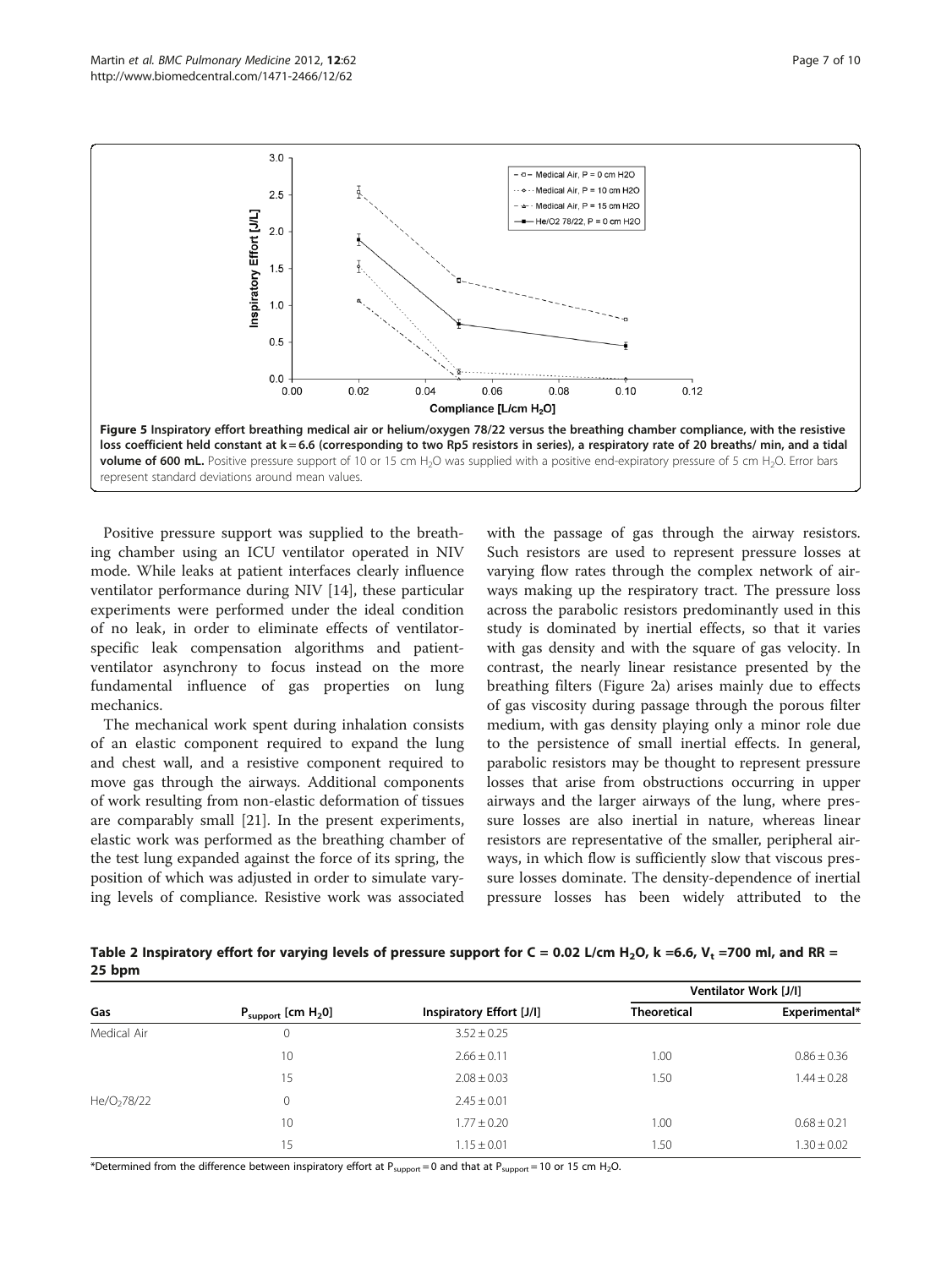Figure 5 Inspiratory effort breathing medical air or helium/oxygen 78/22 versus the breathing chamber compliance, with the resistive loss coefficient held constant at k = 6.6 (corresponding to two Rp5 resistors in series), a respiratory rate of 20 breaths/ min, and a tidal volume of 600 mL. Positive pressure support of 10 or 15 cm $H_2O$ was supplied with a positive end-expiratory pressure of 5 cm $H_2O$. Error bars represent standard deviations around mean values.

Positive pressure support was supplied to the breathing chamber using an ICU ventilator operated in NIV mode. While leaks at patient interfaces clearly influence ventilator performance during NIV [14], these particular experiments were performed under the ideal condition of no leak, in order to eliminate effects of ventilator-specific leak compensation algorithms and patient-ventilator asynchrony to focus instead on the more fundamental influence of gas properties on lung mechanics.

The mechanical work spent during inhalation consists of an elastic component required to expand the lung and chest wall, and a resistive component required to move gas through the airways. Additional components of work resulting from non-elastic deformation of tissues are comparably small [21]. In the present experiments, elastic work was performed as the breathing chamber of the test lung expanded against the force of its spring, the position of which was adjusted in order to simulate varying levels of compliance. Resistive work was associated with the passage of gas through the airway resistors. Such resistors are used to represent pressure losses at varying flow rates through the complex network of airways making up the respiratory tract. The pressure loss across the parabolic resistors predominantly used in this study is dominated by inertial effects, so that it varies with gas density and with the square of gas velocity. In contrast, the nearly linear resistance presented by the breathing filters (Figure 2a) arises mainly due to effects of gas viscosity during passage through the porous filter medium, with gas density playing only a minor role due to the persistence of small inertial effects. In general, parabolic resistors may be thought to represent pressure losses that arise from obstructions occurring in upper airways and the larger airways of the lung, where pressure losses are also inertial in nature, whereas linear resistors are representative of the smaller, peripheral airways, in which flow is sufficiently slow that viscous pressure losses dominate. The density-dependence of inertial pressure losses has been widely attributed to the

**Table 2 Inspiratory effort for varying levels of pressure support for C = 0.02 L/cm $H_2O$, k =6.6, $V_t$ =700 ml, and RR = 25 bpm**

| Gas | $P_{support}$ [cm $H_2O$] | Inspiratory Effort [J/l] | Ventilator Work [J/l] | |
|---|---|---|---|---|
| | | | Theoretical | Experimental* |
| Medical Air | 0 | 3.52 ± 0.25 | | |
| | 10 | 2.66 ± 0.11 | 1.00 | 0.86 ± 0.36 |
| | 15 | 2.08 ± 0.03 | 1.50 | 1.44 ± 0.28 |
| $He/O_2$78/22 | 0 | 2.45 ± 0.01 | | |
| | 10 | 1.77 ± 0.20 | 1.00 | 0.68 ± 0.21 |
| | 15 | 1.15 ± 0.01 | 1.50 | 1.30 ± 0.02 |

*Determined from the difference between inspiratory effort at $P_{support}$ = 0 and that at $P_{support}$ = 10 or 15 cm $H_2O$.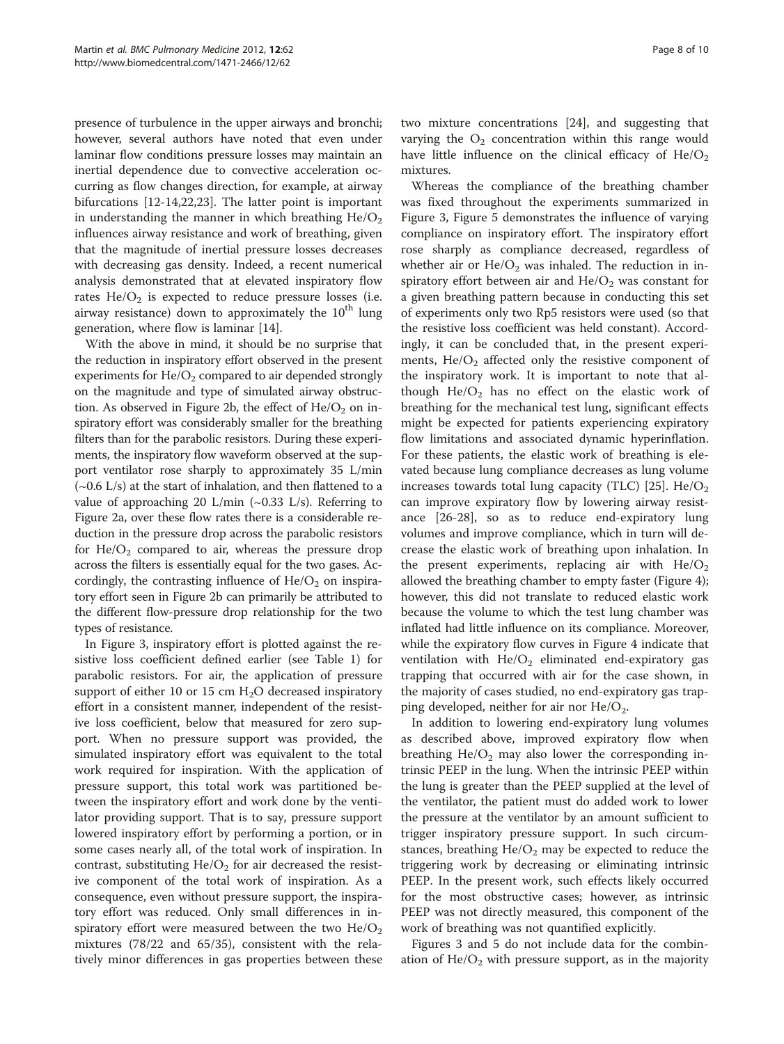presence of turbulence in the upper airways and bronchi; however, several authors have noted that even under laminar flow conditions pressure losses may maintain an inertial dependence due to convective acceleration occurring as flow changes direction, for example, at airway bifurcations [12-14,22,23]. The latter point is important in understanding the manner in which breathing $He/O_2$ influences airway resistance and work of breathing, given that the magnitude of inertial pressure losses decreases with decreasing gas density. Indeed, a recent numerical analysis demonstrated that at elevated inspiratory flow rates $He/O_2$ is expected to reduce pressure losses (i.e. airway resistance) down to approximately the $10^{th}$ lung generation, where flow is laminar [14].

With the above in mind, it should be no surprise that the reduction in inspiratory effort observed in the present experiments for $He/O_2$ compared to air depended strongly on the magnitude and type of simulated airway obstruction. As observed in Figure 2b, the effect of $He/O_2$ on inspiratory effort was considerably smaller for the breathing filters than for the parabolic resistors. During these experiments, the inspiratory flow waveform observed at the support ventilator rose sharply to approximately 35 L/min (~0.6 L/s) at the start of inhalation, and then flattened to a value of approaching 20 L/min (~0.33 L/s). Referring to Figure 2a, over these flow rates there is a considerable reduction in the pressure drop across the parabolic resistors for $He/O_2$ compared to air, whereas the pressure drop across the filters is essentially equal for the two gases. Accordingly, the contrasting influence of $He/O_2$ on inspiratory effort seen in Figure 2b can primarily be attributed to the different flow-pressure drop relationship for the two types of resistance.

In Figure 3, inspiratory effort is plotted against the resistive loss coefficient defined earlier (see Table 1) for parabolic resistors. For air, the application of pressure support of either 10 or 15 cm $H_2O$ decreased inspiratory effort in a consistent manner, independent of the resistive loss coefficient, below that measured for zero support. When no pressure support was provided, the simulated inspiratory effort was equivalent to the total work required for inspiration. With the application of pressure support, this total work was partitioned between the inspiratory effort and work done by the ventilator providing support. That is to say, pressure support lowered inspiratory effort by performing a portion, or in some cases nearly all, of the total work of inspiration. In contrast, substituting $He/O_2$ for air decreased the resistive component of the total work of inspiration. As a consequence, even without pressure support, the inspiratory effort was reduced. Only small differences in inspiratory effort were measured between the two $He/O_2$ mixtures (78/22 and 65/35), consistent with the relatively minor differences in gas properties between these two mixture concentrations [24], and suggesting that varying the $O_2$ concentration within this range would have little influence on the clinical efficacy of $He/O_2$ mixtures.

Whereas the compliance of the breathing chamber was fixed throughout the experiments summarized in Figure 3, Figure 5 demonstrates the influence of varying compliance on inspiratory effort. The inspiratory effort rose sharply as compliance decreased, regardless of whether air or $He/O_2$ was inhaled. The reduction in inspiratory effort between air and $He/O_2$ was constant for a given breathing pattern because in conducting this set of experiments only two Rp5 resistors were used (so that the resistive loss coefficient was held constant). Accordingly, it can be concluded that, in the present experiments, $He/O_2$ affected only the resistive component of the inspiratory work. It is important to note that although $He/O_2$ has no effect on the elastic work of breathing for the mechanical test lung, significant effects might be expected for patients experiencing expiratory flow limitations and associated dynamic hyperinflation. For these patients, the elastic work of breathing is elevated because lung compliance decreases as lung volume increases towards total lung capacity (TLC) [25]. $He/O_2$ can improve expiratory flow by lowering airway resistance [26-28], so as to reduce end-expiratory lung volumes and improve compliance, which in turn will decrease the elastic work of breathing upon inhalation. In the present experiments, replacing air with $He/O_2$ allowed the breathing chamber to empty faster (Figure 4); however, this did not translate to reduced elastic work because the volume to which the test lung chamber was inflated had little influence on its compliance. Moreover, while the expiratory flow curves in Figure 4 indicate that ventilation with $He/O_2$ eliminated end-expiratory gas trapping that occurred with air for the case shown, in the majority of cases studied, no end-expiratory gas trapping developed, neither for air nor $He/O_2$.

In addition to lowering end-expiratory lung volumes as described above, improved expiratory flow when breathing $He/O_2$ may also lower the corresponding intrinsic PEEP in the lung. When the intrinsic PEEP within the lung is greater than the PEEP supplied at the level of the ventilator, the patient must do added work to lower the pressure at the ventilator by an amount sufficient to trigger inspiratory pressure support. In such circumstances, breathing $He/O_2$ may be expected to reduce the triggering work by decreasing or eliminating intrinsic PEEP. In the present work, such effects likely occurred for the most obstructive cases; however, as intrinsic PEEP was not directly measured, this component of the work of breathing was not quantified explicitly.

Figures 3 and 5 do not include data for the combination of $He/O_2$ with pressure support, as in the majority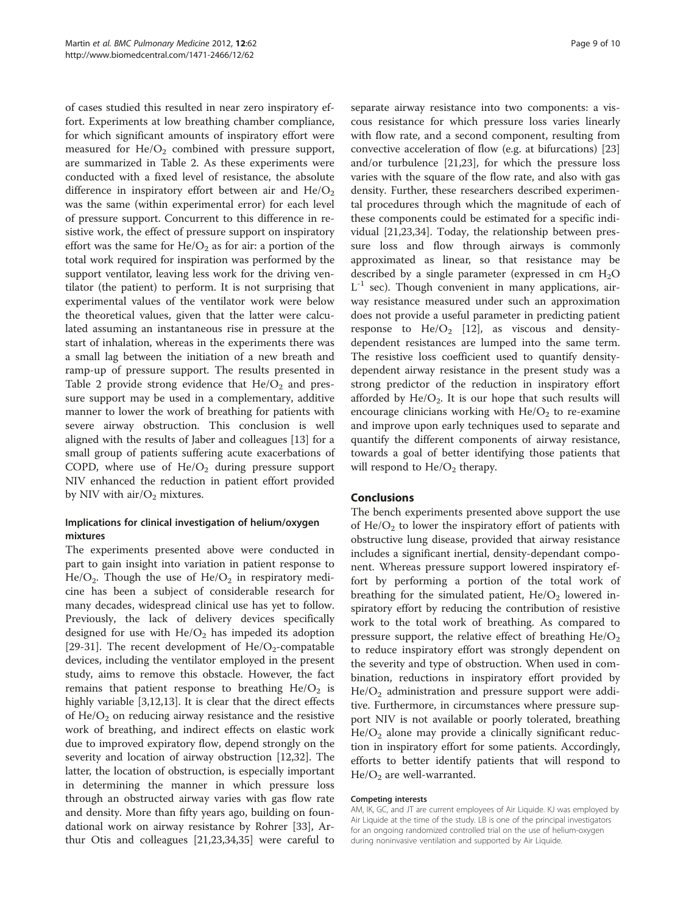of cases studied this resulted in near zero inspiratory effort. Experiments at low breathing chamber compliance, for which significant amounts of inspiratory effort were measured for $He/O_2$ combined with pressure support, are summarized in Table 2. As these experiments were conducted with a fixed level of resistance, the absolute difference in inspiratory effort between air and $He/O_2$ was the same (within experimental error) for each level of pressure support. Concurrent to this difference in resistive work, the effect of pressure support on inspiratory effort was the same for $He/O_2$ as for air: a portion of the total work required for inspiration was performed by the support ventilator, leaving less work for the driving ventilator (the patient) to perform. It is not surprising that experimental values of the ventilator work were below the theoretical values, given that the latter were calculated assuming an instantaneous rise in pressure at the start of inhalation, whereas in the experiments there was a small lag between the initiation of a new breath and ramp-up of pressure support. The results presented in Table 2 provide strong evidence that $He/O_2$ and pressure support may be used in a complementary, additive manner to lower the work of breathing for patients with severe airway obstruction. This conclusion is well aligned with the results of Jaber and colleagues [13] for a small group of patients suffering acute exacerbations of COPD, where use of $He/O_2$ during pressure support NIV enhanced the reduction in patient effort provided by NIV with air/$O_2$ mixtures.

### Implications for clinical investigation of helium/oxygen mixtures

The experiments presented above were conducted in part to gain insight into variation in patient response to $He/O_2$. Though the use of $He/O_2$ in respiratory medicine has been a subject of considerable research for many decades, widespread clinical use has yet to follow. Previously, the lack of delivery devices specifically designed for use with $He/O_2$ has impeded its adoption [29-31]. The recent development of $He/O_2$-compatable devices, including the ventilator employed in the present study, aims to remove this obstacle. However, the fact remains that patient response to breathing $He/O_2$ is highly variable [3,12,13]. It is clear that the direct effects of $He/O_2$ on reducing airway resistance and the resistive work of breathing, and indirect effects on elastic work due to improved expiratory flow, depend strongly on the severity and location of airway obstruction [12,32]. The latter, the location of obstruction, is especially important in determining the manner in which pressure loss through an obstructed airway varies with gas flow rate and density. More than fifty years ago, building on foundational work on airway resistance by Rohrer [33], Arthur Otis and colleagues [21,23,34,35] were careful to separate airway resistance into two components: a viscous resistance for which pressure loss varies linearly with flow rate, and a second component, resulting from convective acceleration of flow (e.g. at bifurcations) [23] and/or turbulence [21,23], for which the pressure loss varies with the square of the flow rate, and also with gas density. Further, these researchers described experimental procedures through which the magnitude of each of these components could be estimated for a specific individual [21,23,34]. Today, the relationship between pressure loss and flow through airways is commonly approximated as linear, so that resistance may be described by a single parameter (expressed in cm $H_2O$ $L^{-1}$ sec). Though convenient in many applications, airway resistance measured under such an approximation does not provide a useful parameter in predicting patient response to $He/O_2$ [12], as viscous and density-dependent resistances are lumped into the same term. The resistive loss coefficient used to quantify density-dependent airway resistance in the present study was a strong predictor of the reduction in inspiratory effort afforded by $He/O_2$. It is our hope that such results will encourage clinicians working with $He/O_2$ to re-examine and improve upon early techniques used to separate and quantify the different components of airway resistance, towards a goal of better identifying those patients that will respond to $He/O_2$ therapy.

## Conclusions

The bench experiments presented above support the use of $He/O_2$ to lower the inspiratory effort of patients with obstructive lung disease, provided that airway resistance includes a significant inertial, density-dependant component. Whereas pressure support lowered inspiratory effort by performing a portion of the total work of breathing for the simulated patient, $He/O_2$ lowered inspiratory effort by reducing the contribution of resistive work to the total work of breathing. As compared to pressure support, the relative effect of breathing $He/O_2$ to reduce inspiratory effort was strongly dependent on the severity and type of obstruction. When used in combination, reductions in inspiratory effort provided by $He/O_2$ administration and pressure support were additive. Furthermore, in circumstances where pressure support NIV is not available or poorly tolerated, breathing $He/O_2$ alone may provide a clinically significant reduction in inspiratory effort for some patients. Accordingly, efforts to better identify patients that will respond to $He/O_2$ are well-warranted.

#### Competing interests

AM, IK, GC, and JT are current employees of Air Liquide. KJ was employed by Air Liquide at the time of the study. LB is one of the principal investigators for an ongoing randomized controlled trial on the use of helium-oxygen during noninvasive ventilation and supported by Air Liquide.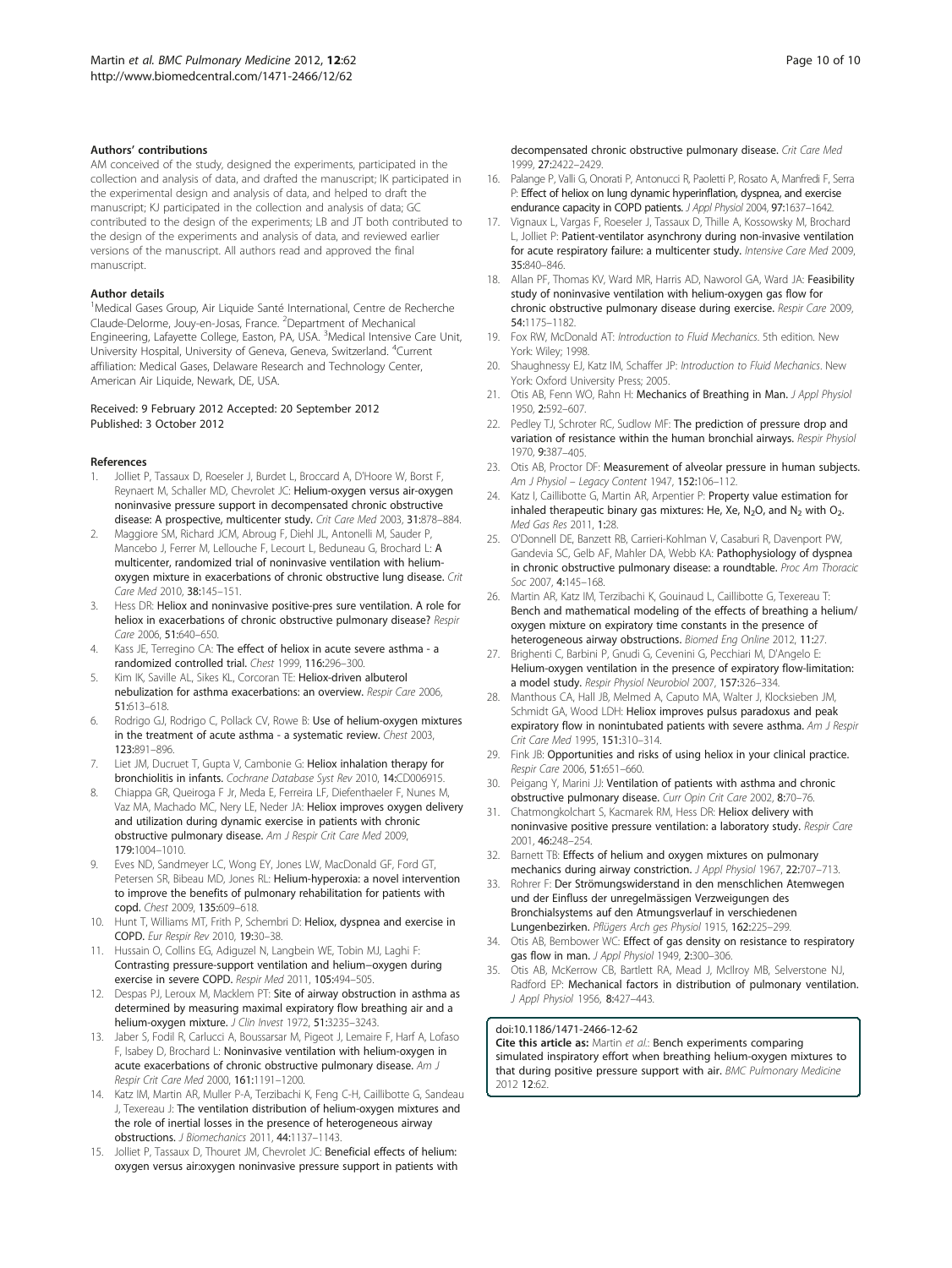### Authors' contributions

AM conceived of the study, designed the experiments, participated in the collection and analysis of data, and drafted the manuscript; IK participated in the experimental design and analysis of data, and helped to draft the manuscript; KJ participated in the collection and analysis of data; GC contributed to the design of the experiments; LB and JT both contributed to the design of the experiments and analysis of data, and reviewed earlier versions of the manuscript. All authors read and approved the final manuscript.

### Author details

[1]Medical Gases Group, Air Liquide Santé International, Centre de Recherche Claude-Delorme, Jouy-en-Josas, France. [2]Department of Mechanical Engineering, Lafayette College, Easton, PA, USA. [3]Medical Intensive Care Unit, University Hospital, University of Geneva, Geneva, Switzerland. [4]Current affiliation: Medical Gases, Delaware Research and Technology Center, American Air Liquide, Newark, DE, USA.

Received: 9 February 2012 Accepted: 20 September 2012
Published: 3 October 2012

### References

1. Jolliet P, Tassaux D, Roeseler J, Burdet L, Broccard A, D'Hoore W, Borst F, Reynaert M, Schaller MD, Chevrolet JC: **Helium-oxygen versus air-oxygen noninvasive pressure support in decompensated chronic obstructive disease: A prospective, multicenter study.** *Crit Care Med* 2003, **31:**878–884.
2. Maggiore SM, Richard JCM, Abroug F, Diehl JL, Antonelli M, Sauder P, Mancebo J, Ferrer M, Lellouche F, Lecourt L, Beduneau G, Brochard L: **A multicenter, randomized trial of noninvasive ventilation with helium-oxygen mixture in exacerbations of chronic obstructive lung disease.** *Crit Care Med* 2010, **38:**145–151.
3. Hess DR: **Heliox and noninvasive positive-pres sure ventilation. A role for heliox in exacerbations of chronic obstructive pulmonary disease?** *Respir Care* 2006, **51:**640–650.
4. Kass JE, Terregino CA: **The effect of heliox in acute severe asthma - a randomized controlled trial.** *Chest* 1999, **116:**296–300.
5. Kim IK, Saville AL, Sikes KL, Corcoran TE: **Heliox-driven albuterol nebulization for asthma exacerbations: an overview.** *Respir Care* 2006, **51:**613–618.
6. Rodrigo GJ, Rodrigo C, Pollack CV, Rowe B: **Use of helium-oxygen mixtures in the treatment of acute asthma - a systematic review.** *Chest* 2003, **123:**891–896.
7. Liet JM, Ducruet T, Gupta V, Cambonie G: **Heliox inhalation therapy for bronchiolitis in infants.** *Cochrane Database Syst Rev* 2010, **14:**CD006915.
8. Chiappa GR, Queiroga F Jr, Meda E, Ferreira LF, Diefenthaeler F, Nunes M, Vaz MA, Machado MC, Nery LE, Neder JA: **Heliox improves oxygen delivery and utilization during dynamic exercise in patients with chronic obstructive pulmonary disease.** *Am J Respir Crit Care Med* 2009, **179:**1004–1010.
9. Eves ND, Sandmeyer LC, Wong EY, Jones LW, MacDonald GF, Ford GT, Petersen SR, Bibeau MD, Jones RL: **Helium-hyperoxia: a novel intervention to improve the benefits of pulmonary rehabilitation for patients with copd.** *Chest* 2009, **135:**609–618.
10. Hunt T, Williams MT, Frith P, Schembri D: **Heliox, dyspnea and exercise in COPD.** *Eur Respir Rev* 2010, **19:**30–38.
11. Hussain O, Collins EG, Adiguzel N, Langbein WE, Tobin MJ, Laghi F: **Contrasting pressure-support ventilation and helium–oxygen during exercise in severe COPD.** *Respir Med* 2011, **105:**494–505.
12. Despas PJ, Leroux M, Macklem PT: **Site of airway obstruction in asthma as determined by measuring maximal expiratory flow breathing air and a helium-oxygen mixture.** *J Clin Invest* 1972, **51:**3235–3243.
13. Jaber S, Fodil R, Carlucci A, Boussarsar M, Pigeot J, Lemaire F, Harf A, Lofaso F, Isabey D, Brochard L: **Noninvasive ventilation with helium-oxygen in acute exacerbations of chronic obstructive pulmonary disease.** *Am J Respir Crit Care Med* 2000, **161:**1191–1200.
14. Katz IM, Martin AR, Muller P-A, Terzibachi K, Feng C-H, Caillibotte G, Sandeau J, Texereau J: **The ventilation distribution of helium-oxygen mixtures and the role of inertial losses in the presence of heterogeneous airway obstructions.** *J Biomechanics* 2011, **44:**1137–1143.
15. Jolliet P, Tassaux D, Thouret JM, Chevrolet JC: **Beneficial effects of helium: oxygen versus air:oxygen noninvasive pressure support in patients with decompensated chronic obstructive pulmonary disease.** *Crit Care Med* 1999, **27:**2422–2429.
16. Palange P, Valli G, Onorati P, Antonucci R, Paoletti P, Rosato A, Manfredi F, Serra P: **Effect of heliox on lung dynamic hyperinflation, dyspnea, and exercise endurance capacity in COPD patients.** *J Appl Physiol* 2004, **97:**1637–1642.
17. Vignaux L, Vargas F, Roeseler J, Tassaux D, Thille A, Kossowsky M, Brochard L, Jolliet P: **Patient-ventilator asynchrony during non-invasive ventilation for acute respiratory failure: a multicenter study.** *Intensive Care Med* 2009, **35:**840–846.
18. Allan PF, Thomas KV, Ward MR, Harris AD, Naworol GA, Ward JA: **Feasibility study of noninvasive ventilation with helium-oxygen gas flow for chronic obstructive pulmonary disease during exercise.** *Respir Care* 2009, **54:**1175–1182.
19. Fox RW, McDonald AT: *Introduction to Fluid Mechanics*. 5th edition. New York: Wiley; 1998.
20. Shaughnessy EJ, Katz IM, Schaffer JP: *Introduction to Fluid Mechanics*. New York: Oxford University Press; 2005.
21. Otis AB, Fenn WO, Rahn H: **Mechanics of Breathing in Man.** *J Appl Physiol* 1950, **2:**592–607.
22. Pedley TJ, Schroter RC, Sudlow MF: **The prediction of pressure drop and variation of resistance within the human bronchial airways.** *Respir Physiol* 1970, **9:**387–405.
23. Otis AB, Proctor DF: **Measurement of alveolar pressure in human subjects.** *Am J Physiol – Legacy Content* 1947, **152:**106–112.
24. Katz I, Caillibotte G, Martin AR, Arpentier P: **Property value estimation for inhaled therapeutic binary gas mixtures: He, Xe, $N_2O$, and $N_2$ with $O_2$.** *Med Gas Res* 2011, **1:**28.
25. O'Donnell DE, Banzett RB, Carrieri-Kohlman V, Casaburi R, Davenport PW, Gandevia SC, Gelb AF, Mahler DA, Webb KA: **Pathophysiology of dyspnea in chronic obstructive pulmonary disease: a roundtable.** *Proc Am Thoracic Soc* 2007, **4:**145–168.
26. Martin AR, Katz IM, Terzibachi K, Gouinaud L, Caillibotte G, Texereau T: **Bench and mathematical modeling of the effects of breathing a helium/ oxygen mixture on expiratory time constants in the presence of heterogeneous airway obstructions.** *Biomed Eng Online* 2012, **11:**27.
27. Brighenti C, Barbini P, Gnudi G, Cevenini G, Pecchiari M, D'Angelo E: **Helium-oxygen ventilation in the presence of expiratory flow-limitation: a model study.** *Respir Physiol Neurobiol* 2007, **157:**326–334.
28. Manthous CA, Hall JB, Melmed A, Caputo MA, Walter J, Klocksieben JM, Schmidt GA, Wood LDH: **Heliox improves pulsus paradoxus and peak expiratory flow in nonintubated patients with severe asthma.** *Am J Respir Crit Care Med* 1995, **151:**310–314.
29. Fink JB: **Opportunities and risks of using heliox in your clinical practice.** *Respir Care* 2006, **51:**651–660.
30. Peigang Y, Marini JJ: **Ventilation of patients with asthma and chronic obstructive pulmonary disease.** *Curr Opin Crit Care* 2002, **8:**70–76.
31. Chatmongkolchart S, Kacmarek RM, Hess DR: **Heliox delivery with noninvasive positive pressure ventilation: a laboratory study.** *Respir Care* 2001, **46:**248–254.
32. Barnett TB: **Effects of helium and oxygen mixtures on pulmonary mechanics during airway constriction.** *J Appl Physiol* 1967, **22:**707–713.
33. Rohrer F: **Der Strömungswiderstand in den menschlichen Atemwegen und der Einfluss der unregelmässigen Verzweigungen des Bronchialsystems auf den Atmungsverlauf in verschiedenen Lungenbezirken.** *Pflügers Arch ges Physiol* 1915, **162:**225–299.
34. Otis AB, Bembower WC: **Effect of gas density on resistance to respiratory gas flow in man.** *J Appl Physiol* 1949, **2:**300–306.
35. Otis AB, McKerrow CB, Bartlett RA, Mead J, McIlroy MB, Selverstone NJ, Radford EP: **Mechanical factors in distribution of pulmonary ventilation.** *J Appl Physiol* 1956, **8:**427–443.

doi:10.1186/1471-2466-12-62

**Cite this article as:** Martin *et al.*: Bench experiments comparing simulated inspiratory effort when breathing helium-oxygen mixtures to that during positive pressure support with air. *BMC Pulmonary Medicine* 2012 **12**:62.